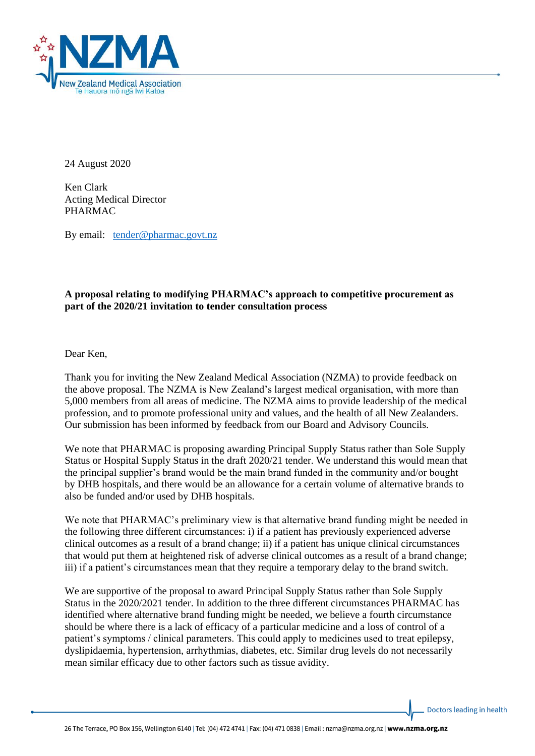24 August 2020

Ken Clark
Acting Medical Director
PHARMAC

By email: tender@pharmac.govt.nz

**A proposal relating to modifying PHARMAC's approach to competitive procurement as part of the 2020/21 invitation to tender consultation process**

Dear Ken,

Thank you for inviting the New Zealand Medical Association (NZMA) to provide feedback on the above proposal. The NZMA is New Zealand's largest medical organisation, with more than 5,000 members from all areas of medicine. The NZMA aims to provide leadership of the medical profession, and to promote professional unity and values, and the health of all New Zealanders. Our submission has been informed by feedback from our Board and Advisory Councils.

We note that PHARMAC is proposing awarding Principal Supply Status rather than Sole Supply Status or Hospital Supply Status in the draft 2020/21 tender. We understand this would mean that the principal supplier's brand would be the main brand funded in the community and/or bought by DHB hospitals, and there would be an allowance for a certain volume of alternative brands to also be funded and/or used by DHB hospitals.

We note that PHARMAC's preliminary view is that alternative brand funding might be needed in the following three different circumstances: i) if a patient has previously experienced adverse clinical outcomes as a result of a brand change; ii) if a patient has unique clinical circumstances that would put them at heightened risk of adverse clinical outcomes as a result of a brand change; iii) if a patient's circumstances mean that they require a temporary delay to the brand switch.

We are supportive of the proposal to award Principal Supply Status rather than Sole Supply Status in the 2020/2021 tender. In addition to the three different circumstances PHARMAC has identified where alternative brand funding might be needed, we believe a fourth circumstance should be where there is a lack of efficacy of a particular medicine and a loss of control of a patient's symptoms / clinical parameters. This could apply to medicines used to treat epilepsy, dyslipidaemia, hypertension, arrhythmias, diabetes, etc. Similar drug levels do not necessarily mean similar efficacy due to other factors such as tissue avidity.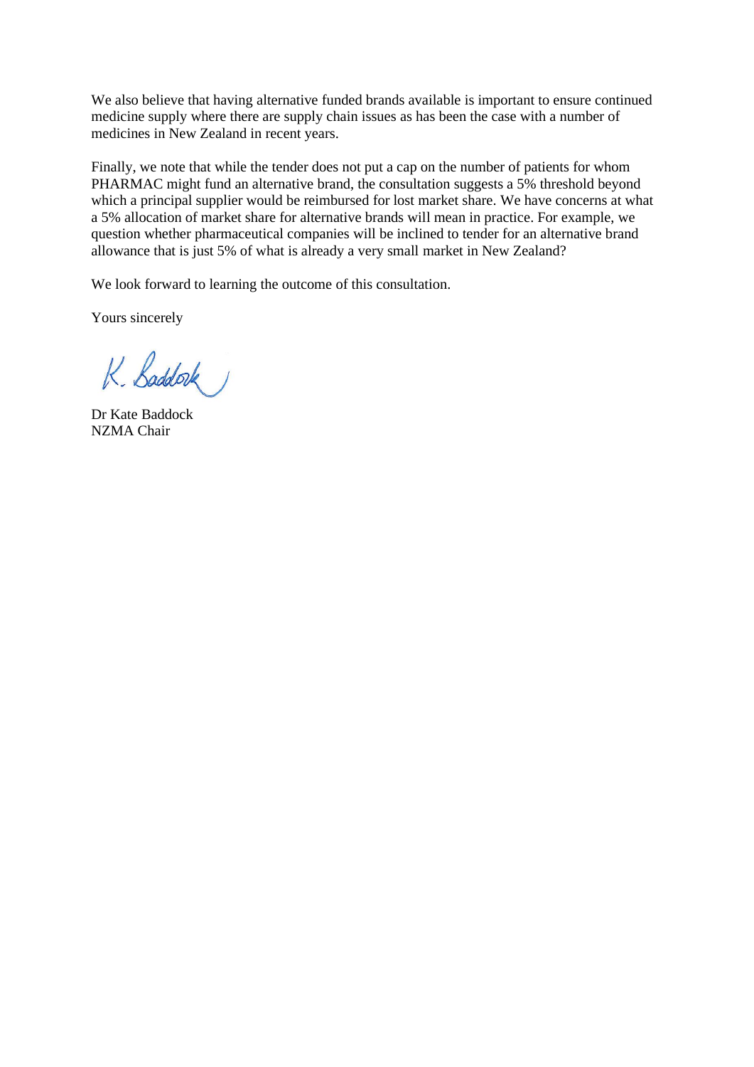We also believe that having alternative funded brands available is important to ensure continued medicine supply where there are supply chain issues as has been the case with a number of medicines in New Zealand in recent years.

Finally, we note that while the tender does not put a cap on the number of patients for whom PHARMAC might fund an alternative brand, the consultation suggests a 5% threshold beyond which a principal supplier would be reimbursed for lost market share. We have concerns at what a 5% allocation of market share for alternative brands will mean in practice. For example, we question whether pharmaceutical companies will be inclined to tender for an alternative brand allowance that is just 5% of what is already a very small market in New Zealand?

We look forward to learning the outcome of this consultation.

Yours sincerely

K. Baddock

Dr Kate Baddock
NZMA Chair